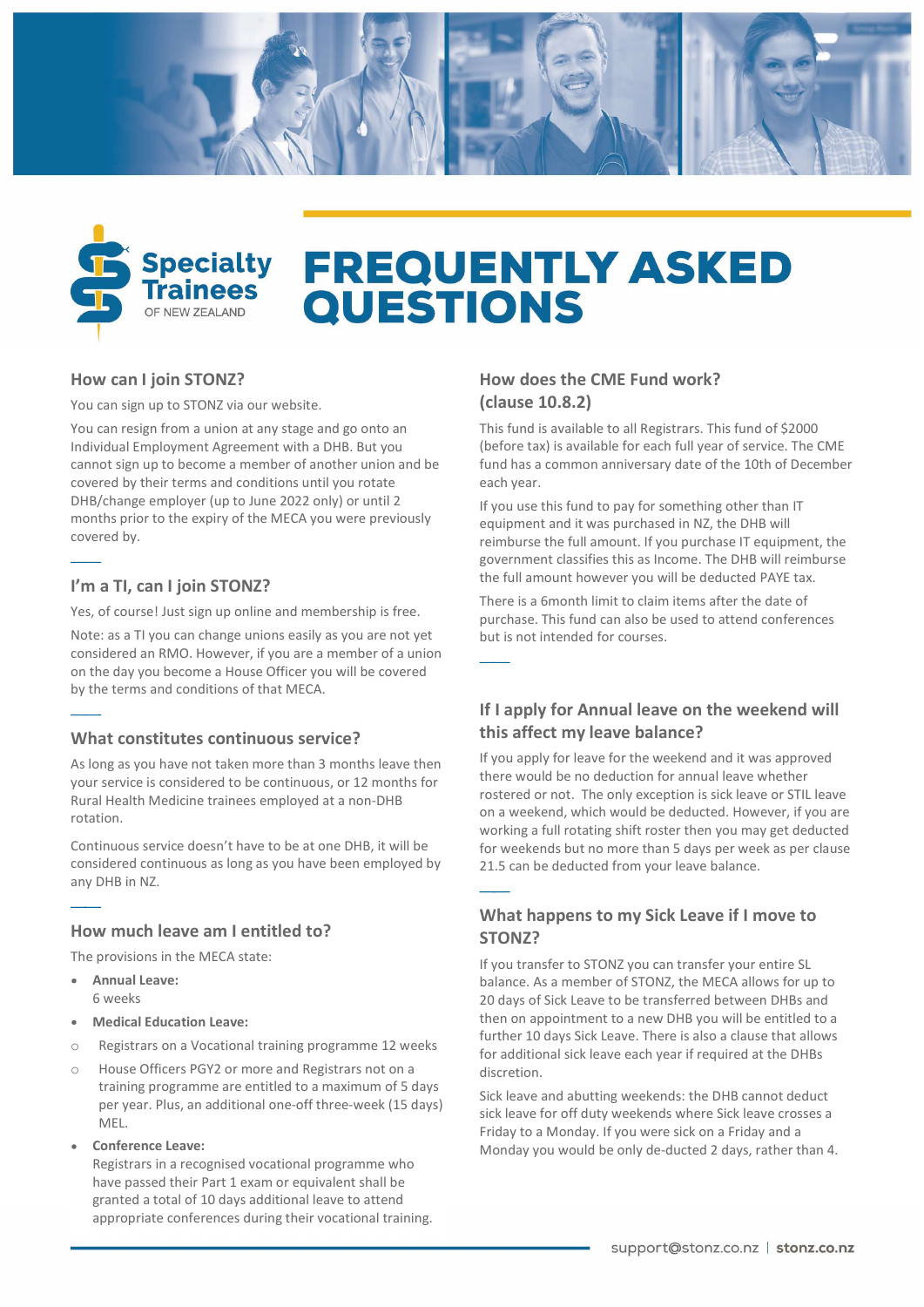Specialty Trainees OF NEW ZEALAND

# FREQUENTLY ASKED QUESTIONS

## How can I join STONZ?

You can sign up to STONZ via our website.

You can resign from a union at any stage and go onto an Individual Employment Agreement with a DHB. But you cannot sign up to become a member of another union and be covered by their terms and conditions until you rotate DHB/change employer (up to June 2022 only) or until 2 months prior to the expiry of the MECA you were previously covered by.

## I'm a TI, can I join STONZ?

Yes, of course! Just sign up online and membership is free.

Note: as a TI you can change unions easily as you are not yet considered an RMO. However, if you are a member of a union on the day you become a House Officer you will be covered by the terms and conditions of that MECA.

## What constitutes continuous service?

As long as you have not taken more than 3 months leave then your service is considered to be continuous, or 12 months for Rural Health Medicine trainees employed at a non-DHB rotation.

Continuous service doesn't have to be at one DHB, it will be considered continuous as long as you have been employed by any DHB in NZ.

## How much leave am I entitled to?

The provisions in the MECA state:

- **Annual Leave:**
  6 weeks
- **Medical Education Leave:**
  - Registrars on a Vocational training programme 12 weeks
  - House Officers PGY2 or more and Registrars not on a training programme are entitled to a maximum of 5 days per year. Plus, an additional one-off three-week (15 days) MEL.
- **Conference Leave:**
  Registrars in a recognised vocational programme who have passed their Part 1 exam or equivalent shall be granted a total of 10 days additional leave to attend appropriate conferences during their vocational training.

## How does the CME Fund work? (clause 10.8.2)

This fund is available to all Registrars. This fund of $2000 (before tax) is available for each full year of service. The CME fund has a common anniversary date of the 10th of December each year.

If you use this fund to pay for something other than IT equipment and it was purchased in NZ, the DHB will reimburse the full amount. If you purchase IT equipment, the government classifies this as Income. The DHB will reimburse the full amount however you will be deducted PAYE tax.

There is a 6month limit to claim items after the date of purchase. This fund can also be used to attend conferences but is not intended for courses.

## If I apply for Annual leave on the weekend will this affect my leave balance?

If you apply for leave for the weekend and it was approved there would be no deduction for annual leave whether rostered or not. The only exception is sick leave or STIL leave on a weekend, which would be deducted. However, if you are working a full rotating shift roster then you may get deducted for weekends but no more than 5 days per week as per clause 21.5 can be deducted from your leave balance.

## What happens to my Sick Leave if I move to STONZ?

If you transfer to STONZ you can transfer your entire SL balance. As a member of STONZ, the MECA allows for up to 20 days of Sick Leave to be transferred between DHBs and then on appointment to a new DHB you will be entitled to a further 10 days Sick Leave. There is also a clause that allows for additional sick leave each year if required at the DHBs discretion.

Sick leave and abutting weekends: the DHB cannot deduct sick leave for off duty weekends where Sick leave crosses a Friday to a Monday. If you were sick on a Friday and a Monday you would be only de-ducted 2 days, rather than 4.

support@stonz.co.nz | stonz.co.nz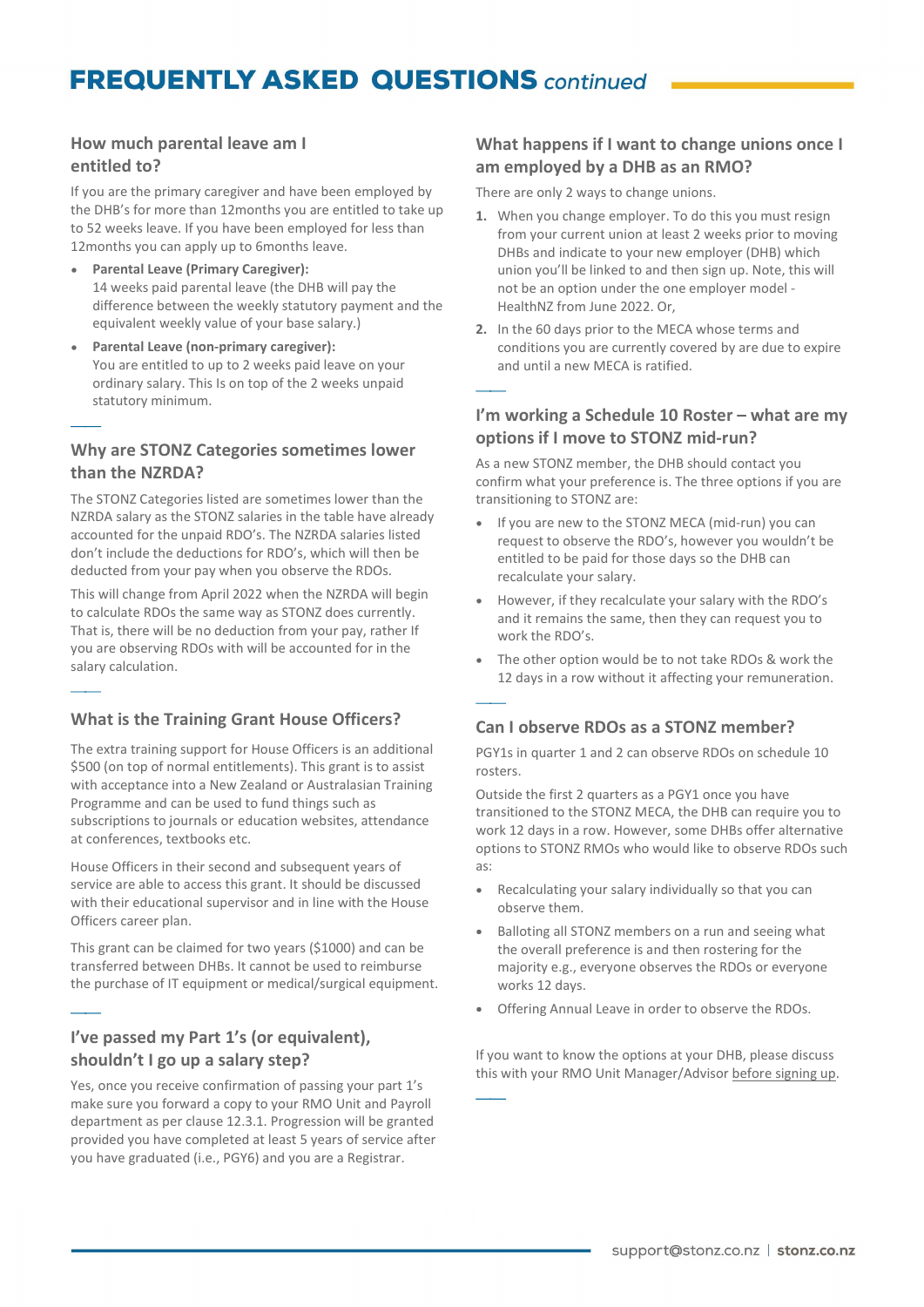# FREQUENTLY ASKED QUESTIONS *continued*

### How much parental leave am I entitled to?

If you are the primary caregiver and have been employed by the DHB's for more than 12months you are entitled to take up to 52 weeks leave. If you have been employed for less than 12months you can apply up to 6months leave.

- **Parental Leave (Primary Caregiver):** 14 weeks paid parental leave (the DHB will pay the difference between the weekly statutory payment and the equivalent weekly value of your base salary.)
- **Parental Leave (non-primary caregiver):** You are entitled to up to 2 weeks paid leave on your ordinary salary. This Is on top of the 2 weeks unpaid statutory minimum.

### Why are STONZ Categories sometimes lower than the NZRDA?

The STONZ Categories listed are sometimes lower than the NZRDA salary as the STONZ salaries in the table have already accounted for the unpaid RDO's. The NZRDA salaries listed don't include the deductions for RDO's, which will then be deducted from your pay when you observe the RDOs.

This will change from April 2022 when the NZRDA will begin to calculate RDOs the same way as STONZ does currently. That is, there will be no deduction from your pay, rather If you are observing RDOs with will be accounted for in the salary calculation.

### What is the Training Grant House Officers?

The extra training support for House Officers is an additional $500 (on top of normal entitlements). This grant is to assist with acceptance into a New Zealand or Australasian Training Programme and can be used to fund things such as subscriptions to journals or education websites, attendance at conferences, textbooks etc.

House Officers in their second and subsequent years of service are able to access this grant. It should be discussed with their educational supervisor and in line with the House Officers career plan.

This grant can be claimed for two years ($1000) and can be transferred between DHBs. It cannot be used to reimburse the purchase of IT equipment or medical/surgical equipment.

### I've passed my Part 1's (or equivalent), shouldn't I go up a salary step?

Yes, once you receive confirmation of passing your part 1's make sure you forward a copy to your RMO Unit and Payroll department as per clause 12.3.1. Progression will be granted provided you have completed at least 5 years of service after you have graduated (i.e., PGY6) and you are a Registrar.

### What happens if I want to change unions once I am employed by a DHB as an RMO?

There are only 2 ways to change unions.

1. When you change employer. To do this you must resign from your current union at least 2 weeks prior to moving DHBs and indicate to your new employer (DHB) which union you'll be linked to and then sign up. Note, this will not be an option under the one employer model - HealthNZ from June 2022. Or,
2. In the 60 days prior to the MECA whose terms and conditions you are currently covered by are due to expire and until a new MECA is ratified.

### I'm working a Schedule 10 Roster – what are my options if I move to STONZ mid-run?

As a new STONZ member, the DHB should contact you confirm what your preference is. The three options if you are transitioning to STONZ are:

- If you are new to the STONZ MECA (mid-run) you can request to observe the RDO's, however you wouldn't be entitled to be paid for those days so the DHB can recalculate your salary.
- However, if they recalculate your salary with the RDO's and it remains the same, then they can request you to work the RDO's.
- The other option would be to not take RDOs & work the 12 days in a row without it affecting your remuneration.

### Can I observe RDOs as a STONZ member?

PGY1s in quarter 1 and 2 can observe RDOs on schedule 10 rosters.

Outside the first 2 quarters as a PGY1 once you have transitioned to the STONZ MECA, the DHB can require you to work 12 days in a row. However, some DHBs offer alternative options to STONZ RMOs who would like to observe RDOs such as:

- Recalculating your salary individually so that you can observe them.
- Balloting all STONZ members on a run and seeing what the overall preference is and then rostering for the majority e.g., everyone observes the RDOs or everyone works 12 days.
- Offering Annual Leave in order to observe the RDOs.

If you want to know the options at your DHB, please discuss this with your RMO Unit Manager/Advisor <u>before signing up</u>.

support@stonz.co.nz | **stonz.co.nz**